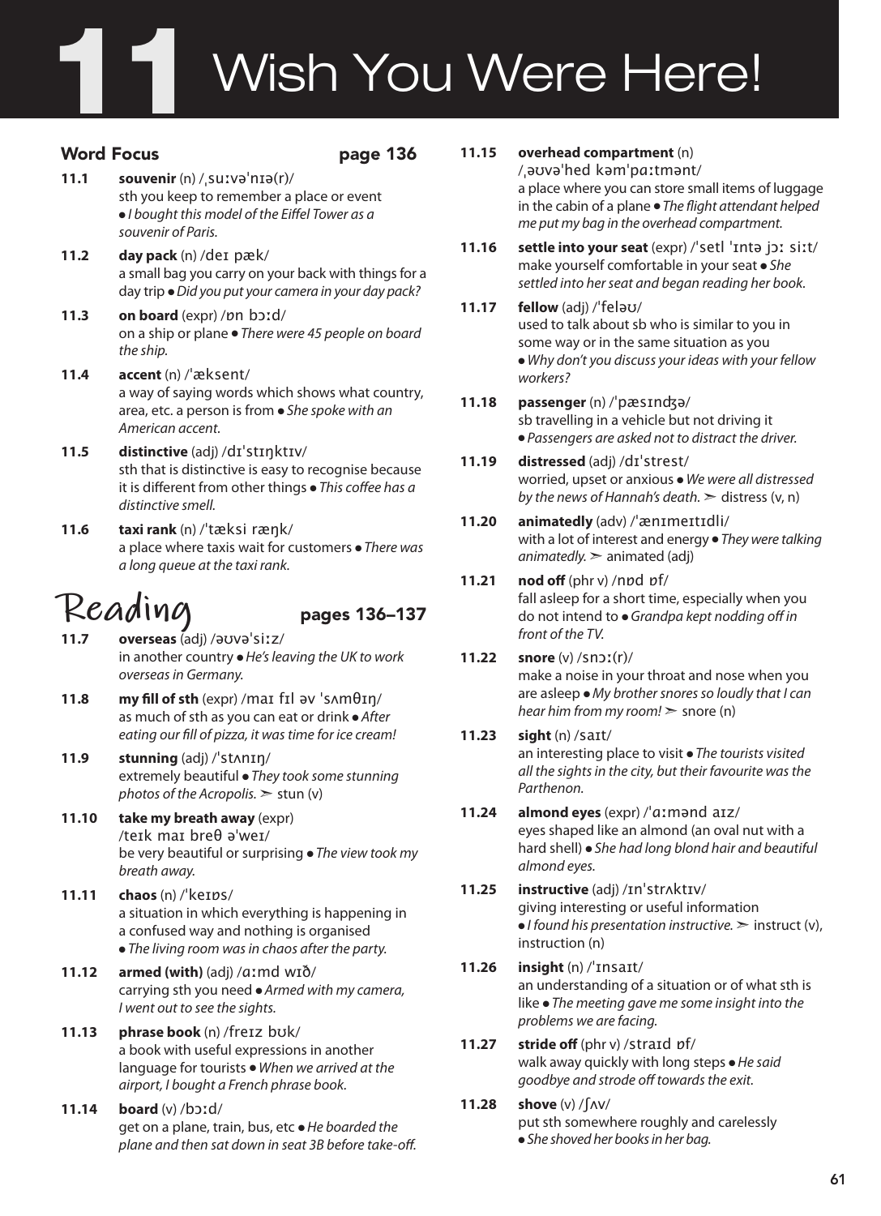# 11 Wish You Were Here!

## Word Focus — page 136

**11.1** **souvenir** (n) /ˌsuːvəˈnɪə(r)/
sth you keep to remember a place or event ● *I bought this model of the Eiffel Tower as a souvenir of Paris.*

**11.2** **day pack** (n) /deɪ pæk/
a small bag you carry on your back with things for a day trip ● *Did you put your camera in your day pack?*

**11.3** **on board** (expr) /ɒn bɔːd/
on a ship or plane ● *There were 45 people on board the ship.*

**11.4** **accent** (n) /ˈæksent/
a way of saying words which shows what country, area, etc. a person is from ● *She spoke with an American accent.*

**11.5** **distinctive** (adj) /dɪˈstɪŋktɪv/
sth that is distinctive is easy to recognise because it is different from other things ● *This coffee has a distinctive smell.*

**11.6** **taxi rank** (n) /ˈtæksi ræŋk/
a place where taxis wait for customers ● *There was a long queue at the taxi rank.*

## Reading — pages 136–137

**11.7** **overseas** (adj) /əʊvəˈsiːz/
in another country ● *He's leaving the UK to work overseas in Germany.*

**11.8** **my fill of sth** (expr) /maɪ fɪl əv ˈsʌmθɪŋ/
as much of sth as you can eat or drink ● *After eating our fill of pizza, it was time for ice cream!*

**11.9** **stunning** (adj) /ˈstʌnɪŋ/
extremely beautiful ● *They took some stunning photos of the Acropolis.* ➢ stun (v)

**11.10** **take my breath away** (expr) /teɪk maɪ breθ əˈweɪ/
be very beautiful or surprising ● *The view took my breath away.*

**11.11** **chaos** (n) /ˈkeɪɒs/
a situation in which everything is happening in a confused way and nothing is organised ● *The living room was in chaos after the party.*

**11.12** **armed (with)** (adj) /ɑːmd wɪð/
carrying sth you need ● *Armed with my camera, I went out to see the sights.*

**11.13** **phrase book** (n) /freɪz bʊk/
a book with useful expressions in another language for tourists ● *When we arrived at the airport, I bought a French phrase book.*

**11.14** **board** (v) /bɔːd/
get on a plane, train, bus, etc ● *He boarded the plane and then sat down in seat 3B before take-off.*

**11.15** **overhead compartment** (n) /ˌəʊvəˈhed kəmˈpɑːtmənt/
a place where you can store small items of luggage in the cabin of a plane ● *The flight attendant helped me put my bag in the overhead compartment.*

**11.16** **settle into your seat** (expr) /ˈsetl ˈɪntə jɔː siːt/
make yourself comfortable in your seat ● *She settled into her seat and began reading her book.*

**11.17** **fellow** (adj) /ˈfeləʊ/
used to talk about sb who is similar to you in some way or in the same situation as you ● *Why don't you discuss your ideas with your fellow workers?*

**11.18** **passenger** (n) /ˈpæsɪndʒə/
sb travelling in a vehicle but not driving it ● *Passengers are asked not to distract the driver.*

**11.19** **distressed** (adj) /dɪˈstrest/
worried, upset or anxious ● *We were all distressed by the news of Hannah's death.* ➢ distress (v, n)

**11.20** **animatedly** (adv) /ˈænɪmeɪtɪdli/
with a lot of interest and energy ● *They were talking animatedly.* ➢ animated (adj)

**11.21** **nod off** (phr v) /nɒd ɒf/
fall asleep for a short time, especially when you do not intend to ● *Grandpa kept nodding off in front of the TV.*

**11.22** **snore** (v) /snɔː(r)/
make a noise in your throat and nose when you are asleep ● *My brother snores so loudly that I can hear him from my room!* ➢ snore (n)

**11.23** **sight** (n) /saɪt/
an interesting place to visit ● *The tourists visited all the sights in the city, but their favourite was the Parthenon.*

**11.24** **almond eyes** (expr) /ˈɑːmənd aɪz/
eyes shaped like an almond (an oval nut with a hard shell) ● *She had long blond hair and beautiful almond eyes.*

**11.25** **instructive** (adj) /ɪnˈstrʌktɪv/
giving interesting or useful information ● *I found his presentation instructive.* ➢ instruct (v), instruction (n)

**11.26** **insight** (n) /ˈɪnsaɪt/
an understanding of a situation or of what sth is like ● *The meeting gave me some insight into the problems we are facing.*

**11.27** **stride off** (phr v) /straɪd ɒf/
walk away quickly with long steps ● *He said goodbye and strode off towards the exit.*

**11.28** **shove** (v) /ʃʌv/
put sth somewhere roughly and carelessly ● *She shoved her books in her bag.*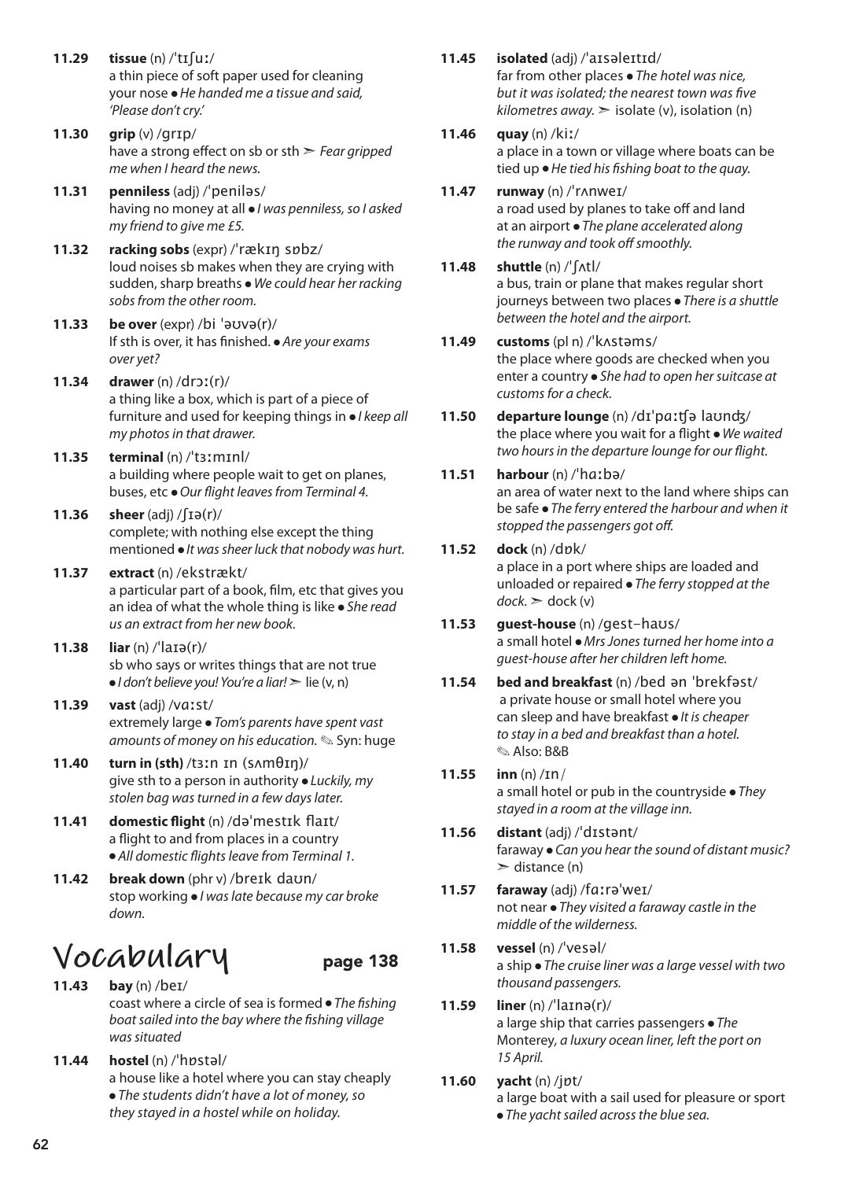**11.29** **tissue** (n) /ˈtɪʃuː/
a thin piece of soft paper used for cleaning your nose • *He handed me a tissue and said, 'Please don't cry.'*

**11.30** **grip** (v) /ɡrɪp/
have a strong effect on sb or sth ➣ *Fear gripped me when I heard the news.*

**11.31** **penniless** (adj) /ˈpeniləs/
having no money at all • *I was penniless, so I asked my friend to give me £5.*

**11.32** **racking sobs** (expr) /ˈrækɪŋ sɒbz/
loud noises sb makes when they are crying with sudden, sharp breaths • *We could hear her racking sobs from the other room.*

**11.33** **be over** (expr) /bi ˈəʊvə(r)/
If sth is over, it has finished. • *Are your exams over yet?*

**11.34** **drawer** (n) /drɔː(r)/
a thing like a box, which is part of a piece of furniture and used for keeping things in • *I keep all my photos in that drawer.*

**11.35** **terminal** (n) /ˈtɜːmɪnl/
a building where people wait to get on planes, buses, etc • *Our flight leaves from Terminal 4.*

**11.36** **sheer** (adj) /ʃɪə(r)/
complete; with nothing else except the thing mentioned • *It was sheer luck that nobody was hurt.*

**11.37** **extract** (n) /ekstrækt/
a particular part of a book, film, etc that gives you an idea of what the whole thing is like • *She read us an extract from her new book.*

**11.38** **liar** (n) /ˈlaɪə(r)/
sb who says or writes things that are not true • *I don't believe you! You're a liar!* ➣ lie (v, n)

**11.39** **vast** (adj) /vɑːst/
extremely large • *Tom's parents have spent vast amounts of money on his education.* ✎ Syn: huge

**11.40** **turn in (sth)** /tɜːn ɪn (sʌmθɪŋ)/
give sth to a person in authority • *Luckily, my stolen bag was turned in a few days later.*

**11.41** **domestic flight** (n) /dəˈmestɪk flaɪt/
a flight to and from places in a country • *All domestic flights leave from Terminal 1.*

**11.42** **break down** (phr v) /breɪk daʊn/
stop working • *I was late because my car broke down.*

# Vocabulary page 138

**11.43** **bay** (n) /beɪ/
coast where a circle of sea is formed • *The fishing boat sailed into the bay where the fishing village was situated*

**11.44** **hostel** (n) /ˈhɒstəl/
a house like a hotel where you can stay cheaply • *The students didn't have a lot of money, so they stayed in a hostel while on holiday.*

**11.45** **isolated** (adj) /ˈaɪsəleɪtɪd/
far from other places • *The hotel was nice, but it was isolated; the nearest town was five kilometres away.* ➣ isolate (v), isolation (n)

**11.46** **quay** (n) /kiː/
a place in a town or village where boats can be tied up • *He tied his fishing boat to the quay.*

**11.47** **runway** (n) /ˈrʌnweɪ/
a road used by planes to take off and land at an airport • *The plane accelerated along the runway and took off smoothly.*

**11.48** **shuttle** (n) /ˈʃʌtl/
a bus, train or plane that makes regular short journeys between two places • *There is a shuttle between the hotel and the airport.*

**11.49** **customs** (pl n) /ˈkʌstəms/
the place where goods are checked when you enter a country • *She had to open her suitcase at customs for a check.*

**11.50** **departure lounge** (n) /dɪˈpɑːʧə laʊnʤ/
the place where you wait for a flight • *We waited two hours in the departure lounge for our flight.*

**11.51** **harbour** (n) /ˈhɑːbə/
an area of water next to the land where ships can be safe • *The ferry entered the harbour and when it stopped the passengers got off.*

**11.52** **dock** (n) /dɒk/
a place in a port where ships are loaded and unloaded or repaired • *The ferry stopped at the dock.* ➣ dock (v)

**11.53** **guest-house** (n) /ɡest-haʊs/
a small hotel • *Mrs Jones turned her home into a guest-house after her children left home.*

**11.54** **bed and breakfast** (n) /bed ən ˈbrekfəst/
a private house or small hotel where you can sleep and have breakfast • *It is cheaper to stay in a bed and breakfast than a hotel.* ✎ Also: B&B

**11.55** **inn** (n) /ɪn/
a small hotel or pub in the countryside • *They stayed in a room at the village inn.*

**11.56** **distant** (adj) /ˈdɪstənt/
faraway • *Can you hear the sound of distant music?* ➣ distance (n)

**11.57** **faraway** (adj) /fɑːrəˈweɪ/
not near • *They visited a faraway castle in the middle of the wilderness.*

**11.58** **vessel** (n) /ˈvesəl/
a ship • *The cruise liner was a large vessel with two thousand passengers.*

**11.59** **liner** (n) /ˈlaɪnə(r)/
a large ship that carries passengers • *The* Monterey, *a luxury ocean liner, left the port on 15 April.*

**11.60** **yacht** (n) /jɒt/
a large boat with a sail used for pleasure or sport • *The yacht sailed across the blue sea.*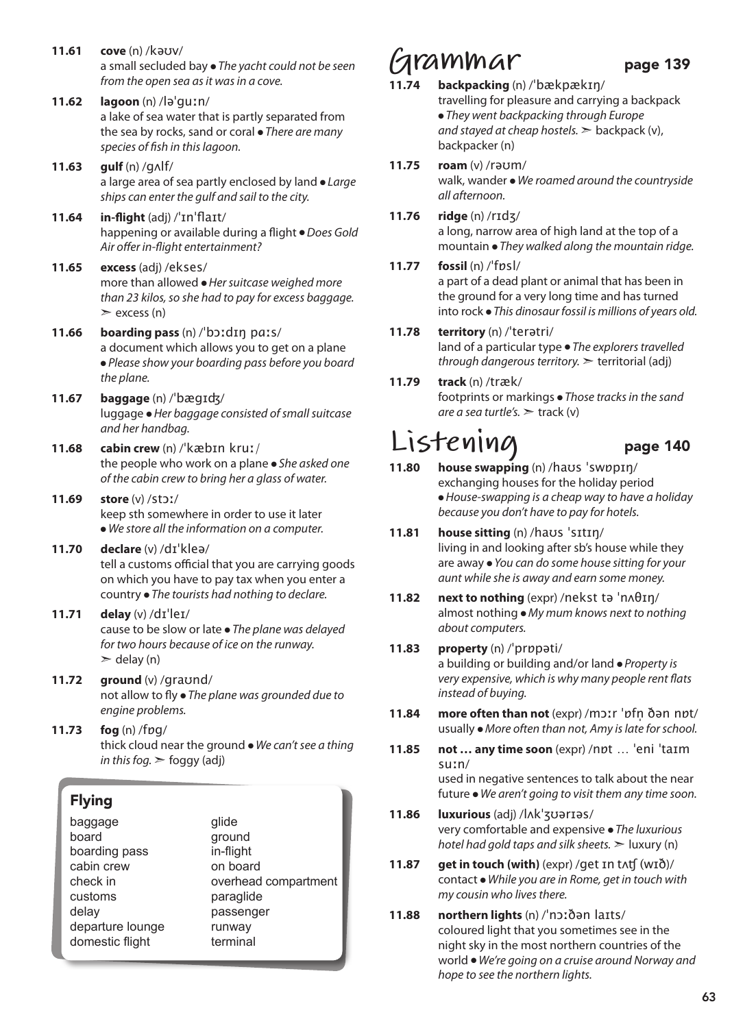**11.61** **cove** (n) /kəʊv/
a small secluded bay ● *The yacht could not be seen from the open sea as it was in a cove.*

**11.62** **lagoon** (n) /ləˈɡuːn/
a lake of sea water that is partly separated from the sea by rocks, sand or coral ● *There are many species of fish in this lagoon.*

**11.63** **gulf** (n) /ɡʌlf/
a large area of sea partly enclosed by land ● *Large ships can enter the gulf and sail to the city.*

**11.64** **in-flight** (adj) /ˈɪnˈflaɪt/
happening or available during a flight ● *Does Gold Air offer in-flight entertainment?*

**11.65** **excess** (adj) /ekses/
more than allowed ● *Her suitcase weighed more than 23 kilos, so she had to pay for excess baggage.* ➢ excess (n)

**11.66** **boarding pass** (n) /ˈbɔːdɪŋ pɑːs/
a document which allows you to get on a plane ● *Please show your boarding pass before you board the plane.*

**11.67** **baggage** (n) /ˈbæɡɪdʒ/
luggage ● *Her baggage consisted of small suitcase and her handbag.*

**11.68** **cabin crew** (n) /ˈkæbɪn kruː/
the people who work on a plane ● *She asked one of the cabin crew to bring her a glass of water.*

**11.69** **store** (v) /stɔː/
keep sth somewhere in order to use it later ● *We store all the information on a computer.*

**11.70** **declare** (v) /dɪˈkleə/
tell a customs official that you are carrying goods on which you have to pay tax when you enter a country ● *The tourists had nothing to declare.*

**11.71** **delay** (v) /dɪˈleɪ/
cause to be slow or late ● *The plane was delayed for two hours because of ice on the runway.* ➢ delay (n)

**11.72** **ground** (v) /ɡraʊnd/
not allow to fly ● *The plane was grounded due to engine problems.*

**11.73** **fog** (n) /fɒɡ/
thick cloud near the ground ● *We can't see a thing in this fog.* ➢ foggy (adj)

### Flying

| | |
|---|---|
| baggage | glide |
| board | ground |
| boarding pass | in-flight |
| cabin crew | on board |
| check in | overhead compartment |
| customs | paraglide |
| delay | passenger |
| departure lounge | runway |
| domestic flight | terminal |

# Grammar page 139

**11.74** **backpacking** (n) /ˈbækpækɪŋ/
travelling for pleasure and carrying a backpack ● *They went backpacking through Europe and stayed at cheap hostels.* ➢ backpack (v), backpacker (n)

**11.75** **roam** (v) /rəʊm/
walk, wander ● *We roamed around the countryside all afternoon.*

**11.76** **ridge** (n) /rɪdʒ/
a long, narrow area of high land at the top of a mountain ● *They walked along the mountain ridge.*

**11.77** **fossil** (n) /ˈfɒsl/
a part of a dead plant or animal that has been in the ground for a very long time and has turned into rock ● *This dinosaur fossil is millions of years old.*

**11.78** **territory** (n) /ˈterətri/
land of a particular type ● *The explorers travelled through dangerous territory.* ➢ territorial (adj)

**11.79** **track** (n) /træk/
footprints or markings ● *Those tracks in the sand are a sea turtle's.* ➢ track (v)

# Listening page 140

**11.80** **house swapping** (n) /haʊs ˈswɒpɪŋ/
exchanging houses for the holiday period ● *House-swapping is a cheap way to have a holiday because you don't have to pay for hotels.*

**11.81** **house sitting** (n) /haʊs ˈsɪtɪŋ/
living in and looking after sb's house while they are away ● *You can do some house sitting for your aunt while she is away and earn some money.*

**11.82** **next to nothing** (expr) /nekst tə ˈnʌθɪŋ/
almost nothing ● *My mum knows next to nothing about computers.*

**11.83** **property** (n) /ˈprɒpəti/
a building or building and/or land ● *Property is very expensive, which is why many people rent flats instead of buying.*

**11.84** **more often than not** (expr) /mɔːr ˈɒfn̩ ðən nɒt/
usually ● *More often than not, Amy is late for school.*

**11.85** **not … any time soon** (expr) /nɒt … ˈeni ˈtaɪm suːn/
used in negative sentences to talk about the near future ● *We aren't going to visit them any time soon.*

**11.86** **luxurious** (adj) /lʌkˈʒʊərɪəs/
very comfortable and expensive ● *The luxurious hotel had gold taps and silk sheets.* ➢ luxury (n)

**11.87** **get in touch (with)** (expr) /ɡet ɪn tʌtʃ (wɪð)/
contact ● *While you are in Rome, get in touch with my cousin who lives there.*

**11.88** **northern lights** (n) /ˈnɔːðən laɪts/
coloured light that you sometimes see in the night sky in the most northern countries of the world ● *We're going on a cruise around Norway and hope to see the northern lights.*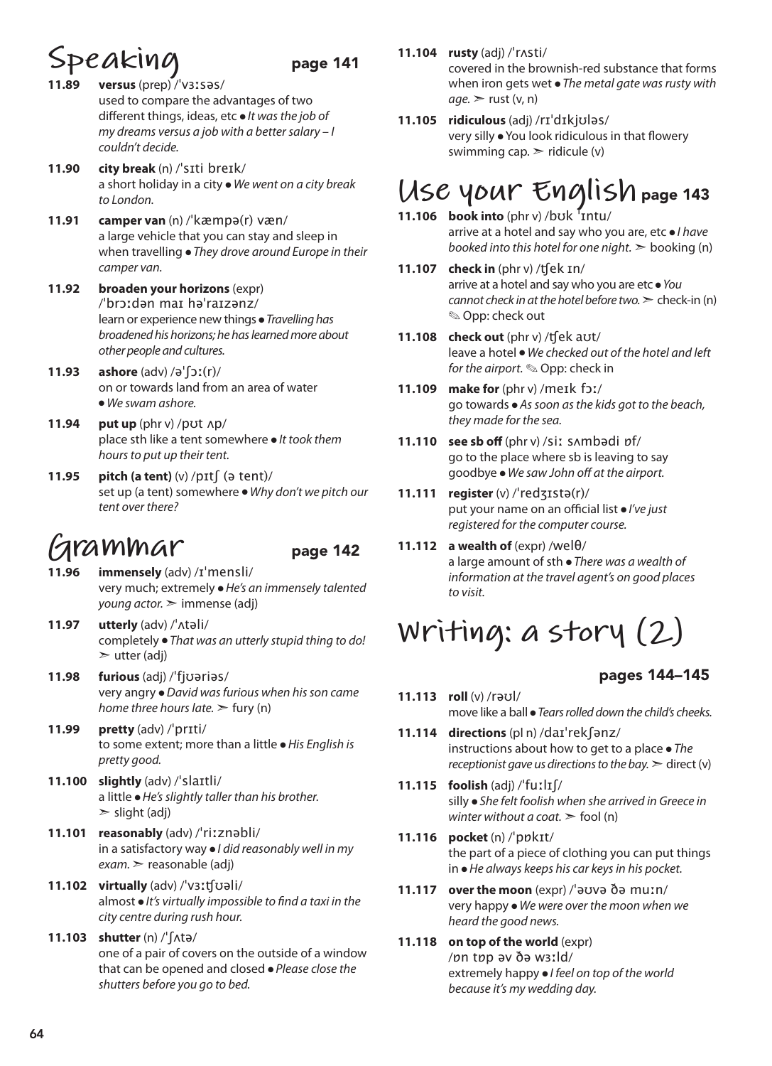## Speaking page 141

**11.89** **versus** (prep) /ˈvɜːsəs/
used to compare the advantages of two different things, ideas, etc ● *It was the job of my dreams versus a job with a better salary – I couldn't decide.*

**11.90** **city break** (n) /ˈsɪti breɪk/
a short holiday in a city ● *We went on a city break to London.*

**11.91** **camper van** (n) /ˈkæmpə(r) væn/
a large vehicle that you can stay and sleep in when travelling ● *They drove around Europe in their camper van.*

**11.92** **broaden your horizons** (expr) /ˈbrɔːdən maɪ həˈraɪzənz/
learn or experience new things ● *Travelling has broadened his horizons; he has learned more about other people and cultures.*

**11.93** **ashore** (adv) /əˈʃɔː(r)/
on or towards land from an area of water ● *We swam ashore.*

**11.94** **put up** (phr v) /pʊt ʌp/
place sth like a tent somewhere ● *It took them hours to put up their tent.*

**11.95** **pitch (a tent)** (v) /pɪtʃ (ə tent)/
set up (a tent) somewhere ● *Why don't we pitch our tent over there?*

## Grammar page 142

**11.96** **immensely** (adv) /ɪˈmensli/
very much; extremely ● *He's an immensely talented young actor.* ➢ immense (adj)

**11.97** **utterly** (adv) /ˈʌtəli/
completely ● *That was an utterly stupid thing to do!* ➢ utter (adj)

**11.98** **furious** (adj) /ˈfjʊəriəs/
very angry ● *David was furious when his son came home three hours late.* ➢ fury (n)

**11.99** **pretty** (adv) /ˈprɪti/
to some extent; more than a little ● *His English is pretty good.*

**11.100** **slightly** (adv) /ˈslaɪtli/
a little ● *He's slightly taller than his brother.* ➢ slight (adj)

**11.101** **reasonably** (adv) /ˈriːznəbli/
in a satisfactory way ● *I did reasonably well in my exam.* ➢ reasonable (adj)

**11.102** **virtually** (adv) /ˈvɜːtʃʊəli/
almost ● *It's virtually impossible to find a taxi in the city centre during rush hour.*

**11.103** **shutter** (n) /ˈʃʌtə/
one of a pair of covers on the outside of a window that can be opened and closed ● *Please close the shutters before you go to bed.*

**11.104** **rusty** (adj) /ˈrʌsti/
covered in the brownish-red substance that forms when iron gets wet ● *The metal gate was rusty with age.* ➢ rust (v, n)

**11.105** **ridiculous** (adj) /rɪˈdɪkjʊləs/
very silly ● You look ridiculous in that flowery swimming cap. ➢ ridicule (v)

## Use your English page 143

**11.106** **book into** (phr v) /bʊk ˈɪntu/
arrive at a hotel and say who you are, etc ● *I have booked into this hotel for one night.* ➢ booking (n)

**11.107** **check in** (phr v) /tʃek ɪn/
arrive at a hotel and say who you are etc ● *You cannot check in at the hotel before two.* ➢ check-in (n) ✎ Opp: check out

**11.108** **check out** (phr v) /tʃek aʊt/
leave a hotel ● *We checked out of the hotel and left for the airport.* ✎ Opp: check in

**11.109** **make for** (phr v) /meɪk fɔː/
go towards ● *As soon as the kids got to the beach, they made for the sea.*

**11.110** **see sb off** (phr v) /siː sʌmbədi ɒf/
go to the place where sb is leaving to say goodbye ● *We saw John off at the airport.*

**11.111** **register** (v) /ˈredʒɪstə(r)/
put your name on an official list ● *I've just registered for the computer course.*

**11.112** **a wealth of** (expr) /welθ/
a large amount of sth ● *There was a wealth of information at the travel agent's on good places to visit.*

# Writing: a story (2)

### pages 144–145

**11.113** **roll** (v) /rəʊl/
move like a ball ● *Tears rolled down the child's cheeks.*

**11.114** **directions** (pl n) /daɪˈrekʃənz/
instructions about how to get to a place ● *The receptionist gave us directions to the bay.* ➢ direct (v)

**11.115** **foolish** (adj) /ˈfuːlɪʃ/
silly ● *She felt foolish when she arrived in Greece in winter without a coat.* ➢ fool (n)

**11.116** **pocket** (n) /ˈpɒkɪt/
the part of a piece of clothing you can put things in ● *He always keeps his car keys in his pocket.*

**11.117** **over the moon** (expr) /ˈəʊvə ðə muːn/
very happy ● *We were over the moon when we heard the good news.*

**11.118** **on top of the world** (expr) /ɒn tɒp əv ðə wɜːld/
extremely happy ● *I feel on top of the world because it's my wedding day.*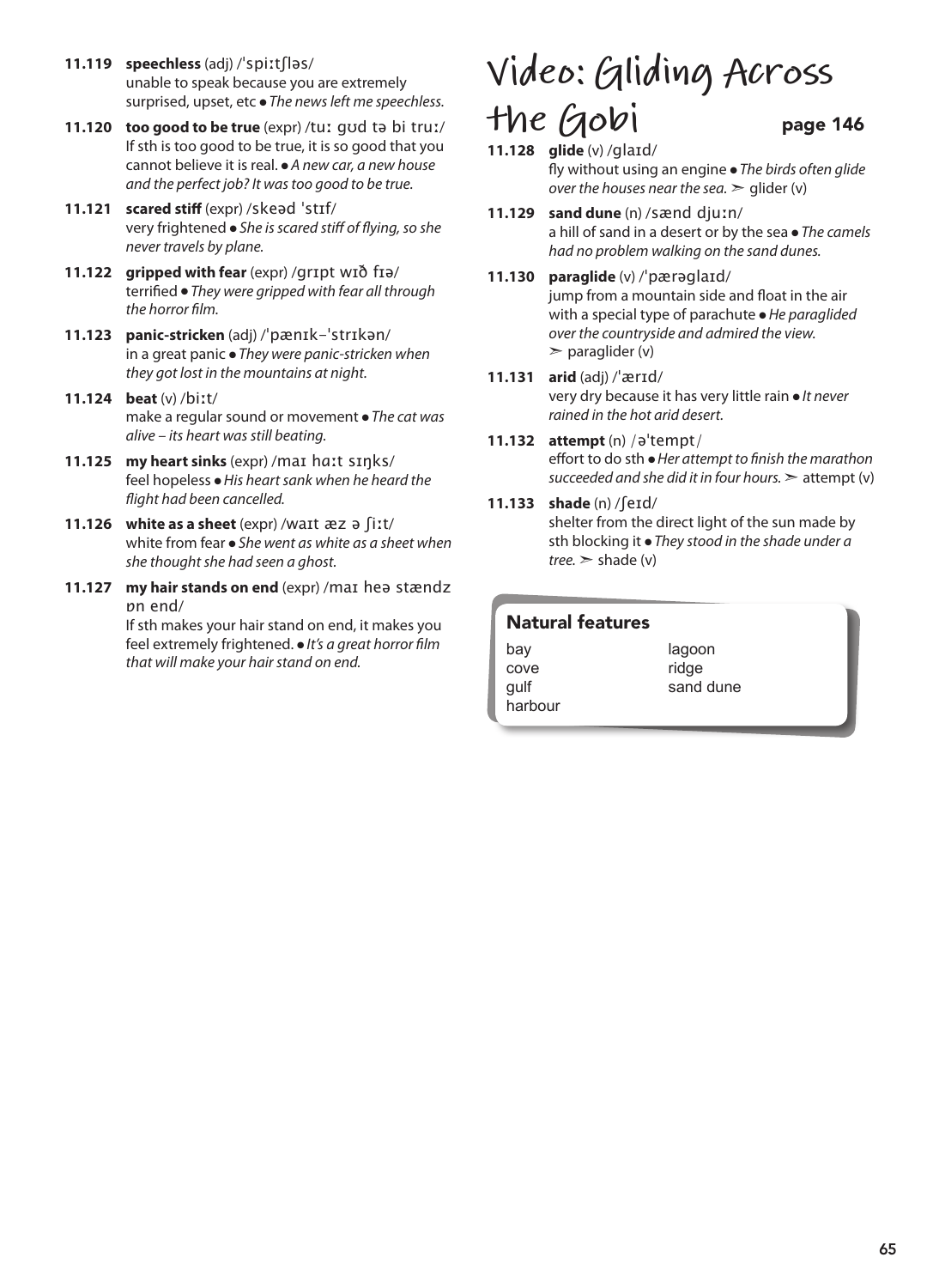**11.119** **speechless** (adj) /ˈspiːtʃləs/
unable to speak because you are extremely surprised, upset, etc ● *The news left me speechless.*

**11.120** **too good to be true** (expr) /tuː ɡʊd tə bi truː/
If sth is too good to be true, it is so good that you cannot believe it is real. ● *A new car, a new house and the perfect job? It was too good to be true.*

**11.121** **scared stiff** (expr) /skeəd ˈstɪf/
very frightened ● *She is scared stiff of flying, so she never travels by plane.*

**11.122** **gripped with fear** (expr) /ɡrɪpt wɪð fɪə/
terrified ● *They were gripped with fear all through the horror film.*

**11.123** **panic-stricken** (adj) /ˈpænɪk-ˈstrɪkən/
in a great panic ● *They were panic-stricken when they got lost in the mountains at night.*

**11.124** **beat** (v) /biːt/
make a regular sound or movement ● *The cat was alive – its heart was still beating.*

**11.125** **my heart sinks** (expr) /maɪ hɑːt sɪŋks/
feel hopeless ● *His heart sank when he heard the flight had been cancelled.*

**11.126** **white as a sheet** (expr) /waɪt æz ə ʃiːt/
white from fear ● *She went as white as a sheet when she thought she had seen a ghost.*

**11.127** **my hair stands on end** (expr) /maɪ heə stændz ɒn end/
If sth makes your hair stand on end, it makes you feel extremely frightened. ● *It's a great horror film that will make your hair stand on end.*

# Video: Gliding Across the Gobi

**page 146**

**11.128** **glide** (v) /ɡlaɪd/
fly without using an engine ● *The birds often glide over the houses near the sea.* ➣ glider (v)

**11.129** **sand dune** (n) /sænd djuːn/
a hill of sand in a desert or by the sea ● *The camels had no problem walking on the sand dunes.*

**11.130** **paraglide** (v) /ˈpærəɡlaɪd/
jump from a mountain side and float in the air with a special type of parachute ● *He paraglided over the countryside and admired the view.*
➣ paraglider (v)

**11.131** **arid** (adj) /ˈærɪd/
very dry because it has very little rain ● *It never rained in the hot arid desert.*

**11.132** **attempt** (n) /əˈtempt/
effort to do sth ● *Her attempt to finish the marathon succeeded and she did it in four hours.* ➣ attempt (v)

**11.133** **shade** (n) /ʃeɪd/
shelter from the direct light of the sun made by sth blocking it ● *They stood in the shade under a tree.* ➣ shade (v)

### Natural features

| | |
|---|---|
| bay | lagoon |
| cove | ridge |
| gulf | sand dune |
| harbour | |